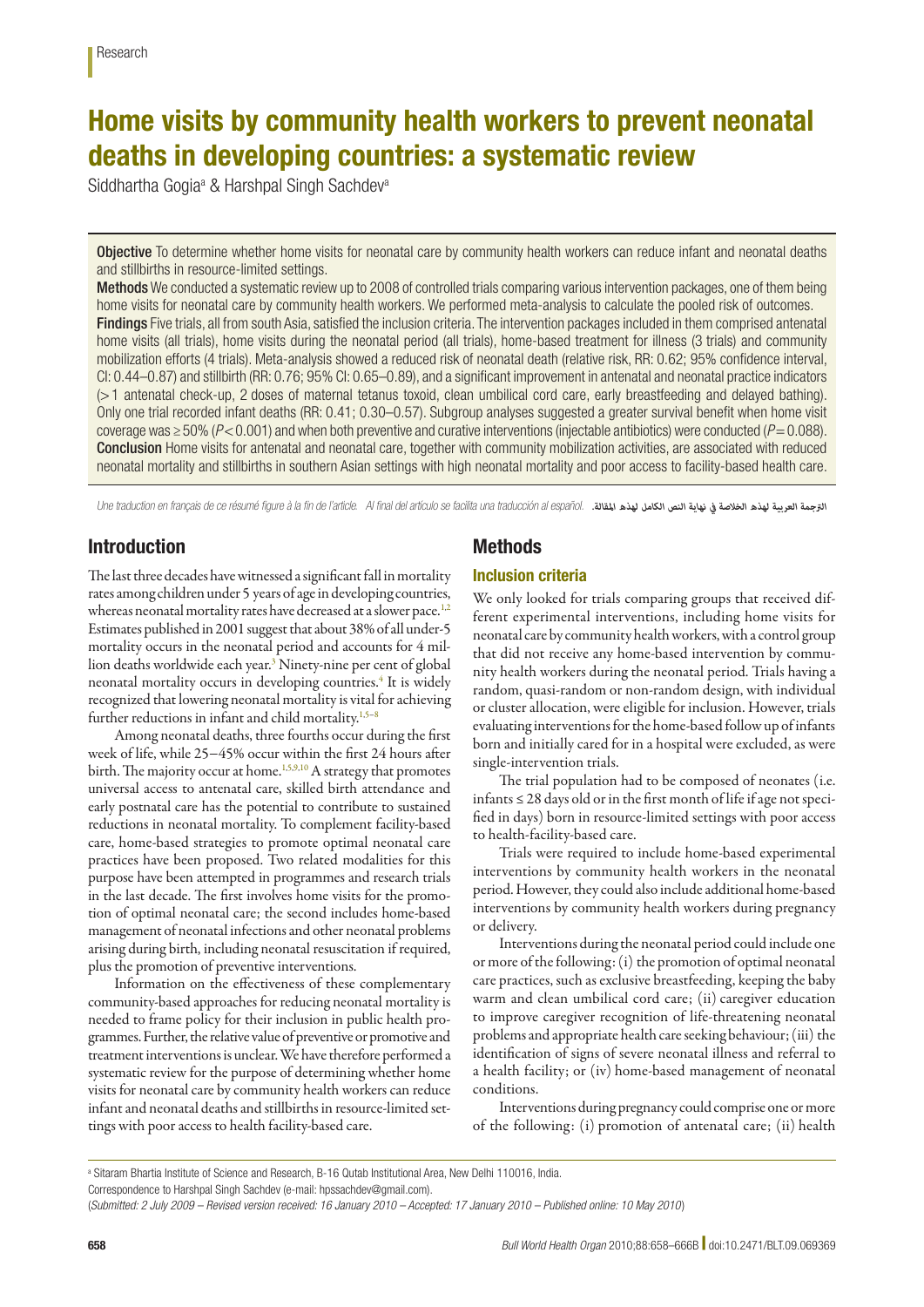Research

# Home visits by community health workers to prevent neonatal deaths in developing countries: a systematic review

Siddhartha Gogia[a] & Harshpal Singh Sachdev[a]

**Objective** To determine whether home visits for neonatal care by community health workers can reduce infant and neonatal deaths and stillbirths in resource-limited settings.

**Methods** We conducted a systematic review up to 2008 of controlled trials comparing various intervention packages, one of them being home visits for neonatal care by community health workers. We performed meta-analysis to calculate the pooled risk of outcomes.

**Findings** Five trials, all from south Asia, satisfied the inclusion criteria. The intervention packages included in them comprised antenatal home visits (all trials), home visits during the neonatal period (all trials), home-based treatment for illness (3 trials) and community mobilization efforts (4 trials). Meta-analysis showed a reduced risk of neonatal death (relative risk, RR: 0.62; 95% confidence interval, CI: 0.44–0.87) and stillbirth (RR: 0.76; 95% CI: 0.65–0.89), and a significant improvement in antenatal and neonatal practice indicators (> 1 antenatal check-up, 2 doses of maternal tetanus toxoid, clean umbilical cord care, early breastfeeding and delayed bathing). Only one trial recorded infant deaths (RR: 0.41; 0.30–0.57). Subgroup analyses suggested a greater survival benefit when home visit coverage was ≥ 50% ($P < 0.001$) and when both preventive and curative interventions (injectable antibiotics) were conducted ($P = 0.088$).

**Conclusion** Home visits for antenatal and neonatal care, together with community mobilization activities, are associated with reduced neonatal mortality and stillbirths in southern Asian settings with high neonatal mortality and poor access to facility-based health care.

*Une traduction en français de ce résumé figure à la fin de l'article. Al final del artículo se facilita una traducción al español.* الترجمة العربية لهذه الخلاصة في نهاية النص الكامل لهذه المقالة.

## Introduction

The last three decades have witnessed a significant fall in mortality rates among children under 5 years of age in developing countries, whereas neonatal mortality rates have decreased at a slower pace.[1,2] Estimates published in 2001 suggest that about 38% of all under-5 mortality occurs in the neonatal period and accounts for 4 million deaths worldwide each year.[3] Ninety-nine per cent of global neonatal mortality occurs in developing countries.[4] It is widely recognized that lowering neonatal mortality is vital for achieving further reductions in infant and child mortality.[1,5–8]

Among neonatal deaths, three fourths occur during the first week of life, while 25–45% occur within the first 24 hours after birth. The majority occur at home.[1,5,9,10] A strategy that promotes universal access to antenatal care, skilled birth attendance and early postnatal care has the potential to contribute to sustained reductions in neonatal mortality. To complement facility-based care, home-based strategies to promote optimal neonatal care practices have been proposed. Two related modalities for this purpose have been attempted in programmes and research trials in the last decade. The first involves home visits for the promotion of optimal neonatal care; the second includes home-based management of neonatal infections and other neonatal problems arising during birth, including neonatal resuscitation if required, plus the promotion of preventive interventions.

Information on the effectiveness of these complementary community-based approaches for reducing neonatal mortality is needed to frame policy for their inclusion in public health programmes. Further, the relative value of preventive or promotive and treatment interventions is unclear. We have therefore performed a systematic review for the purpose of determining whether home visits for neonatal care by community health workers can reduce infant and neonatal deaths and stillbirths in resource-limited settings with poor access to health facility-based care.

## Methods

### Inclusion criteria

We only looked for trials comparing groups that received different experimental interventions, including home visits for neonatal care by community health workers, with a control group that did not receive any home-based intervention by community health workers during the neonatal period. Trials having a random, quasi-random or non-random design, with individual or cluster allocation, were eligible for inclusion. However, trials evaluating interventions for the home-based follow up of infants born and initially cared for in a hospital were excluded, as were single-intervention trials.

The trial population had to be composed of neonates (i.e. infants ≤ 28 days old or in the first month of life if age not specified in days) born in resource-limited settings with poor access to health-facility-based care.

Trials were required to include home-based experimental interventions by community health workers in the neonatal period. However, they could also include additional home-based interventions by community health workers during pregnancy or delivery.

Interventions during the neonatal period could include one or more of the following: (i) the promotion of optimal neonatal care practices, such as exclusive breastfeeding, keeping the baby warm and clean umbilical cord care; (ii) caregiver education to improve caregiver recognition of life-threatening neonatal problems and appropriate health care seeking behaviour; (iii) the identification of signs of severe neonatal illness and referral to a health facility; or (iv) home-based management of neonatal conditions.

Interventions during pregnancy could comprise one or more of the following: (i) promotion of antenatal care; (ii) health

[a] Sitaram Bhartia Institute of Science and Research, B-16 Qutab Institutional Area, New Delhi 110016, India.

Correspondence to Harshpal Singh Sachdev (e-mail: hpssachdev@gmail.com).

(*Submitted: 2 July 2009 – Revised version received: 16 January 2010 – Accepted: 17 January 2010 – Published online: 10 May 2010*)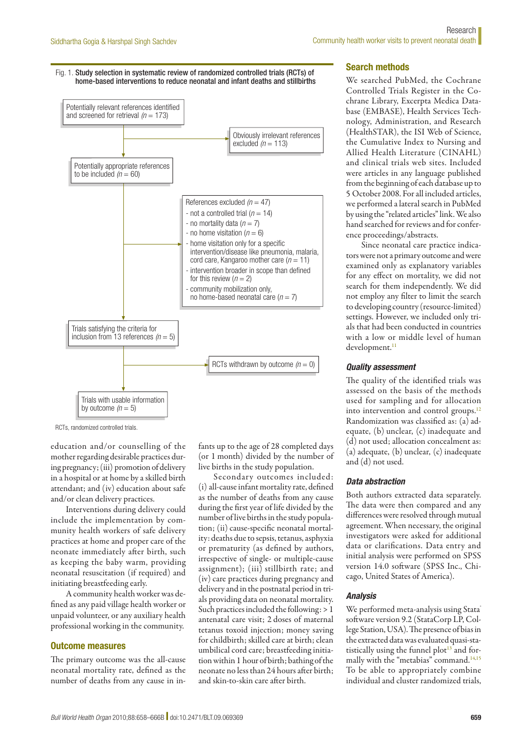Fig. 1. **Study selection in systematic review of randomized controlled trials (RCTs) of home-based interventions to reduce neonatal and infant deaths and stillbirths**

- Potentially relevant references identified and screened for retrieval ($n$ = 173)
  - Obviously irrelevant references excluded ($n$ = 113)
- Potentially appropriate references to be included ($n$ = 60)
  - References excluded ($n$ = 47)
    - not a controlled trial ($n$ = 14)
    - no mortality data ($n$ = 7)
    - no home visitation ($n$ = 6)
    - home visitation only for a specific intervention/disease like pneumonia, malaria, cord care, Kangaroo mother care ($n$ = 11)
    - intervention broader in scope than defined for this review ($n$ = 2)
    - community mobilization only, no home-based neonatal care ($n$ = 7)
- Trials satisfying the criteria for inclusion from 13 references ($n$ = 5)
  - RCTs withdrawn by outcome ($n$ = 0)
- Trials with usable information by outcome ($n$ = 5)

RCTs, randomized controlled trials.

education and/or counselling of the mother regarding desirable practices during pregnancy; (iii) promotion of delivery in a hospital or at home by a skilled birth attendant; and (iv) education about safe and/or clean delivery practices.

Interventions during delivery could include the implementation by community health workers of safe delivery practices at home and proper care of the neonate immediately after birth, such as keeping the baby warm, providing neonatal resuscitation (if required) and initiating breastfeeding early.

A community health worker was defined as any paid village health worker or unpaid volunteer, or any auxiliary health professional working in the community.

## Outcome measures

The primary outcome was the all-cause neonatal mortality rate, defined as the number of deaths from any cause in infants up to the age of 28 completed days (or 1 month) divided by the number of live births in the study population.

Secondary outcomes included: (i) all-cause infant mortality rate, defined as the number of deaths from any cause during the first year of life divided by the number of live births in the study population; (ii) cause-specific neonatal mortality: deaths due to sepsis, tetanus, asphyxia or prematurity (as defined by authors, irrespective of single- or multiple-cause assignment); (iii) stillbirth rate; and (iv) care practices during pregnancy and delivery and in the postnatal period in trials providing data on neonatal mortality. Such practices included the following: > 1 antenatal care visit; 2 doses of maternal tetanus toxoid injection; money saving for childbirth; skilled care at birth; clean umbilical cord care; breastfeeding initiation within 1 hour of birth; bathing of the neonate no less than 24 hours after birth; and skin-to-skin care after birth.

## Search methods

We searched PubMed, the Cochrane Controlled Trials Register in the Cochrane Library, Excerpta Medica Database (EMBASE), Health Services Technology, Administration, and Research (HealthSTAR), the ISI Web of Science, the Cumulative Index to Nursing and Allied Health Literature (CINAHL) and clinical trials web sites. Included were articles in any language published from the beginning of each database up to 5 October 2008. For all included articles, we performed a lateral search in PubMed by using the "related articles" link. We also hand searched for reviews and for conference proceedings/abstracts.

Since neonatal care practice indicators were not a primary outcome and were examined only as explanatory variables for any effect on mortality, we did not search for them independently. We did not employ any filter to limit the search to developing country (resource-limited) settings. However, we included only trials that had been conducted in countries with a low or middle level of human development.[11]

### Quality assessment

The quality of the identified trials was assessed on the basis of the methods used for sampling and for allocation into intervention and control groups.[12] Randomization was classified as: (a) adequate, (b) unclear, (c) inadequate and (d) not used; allocation concealment as: (a) adequate, (b) unclear, (c) inadequate and (d) not used.

### Data abstraction

Both authors extracted data separately. The data were then compared and any differences were resolved through mutual agreement. When necessary, the original investigators were asked for additional data or clarifications. Data entry and initial analysis were performed on SPSS version 14.0 software (SPSS Inc., Chicago, United States of America).

### Analysis

We performed meta-analysis using Stata® software version 9.2 (StataCorp LP, College Station, USA). The presence of bias in the extracted data was evaluated quasi-statistically using the funnel plot[13] and formally with the "metabias" command.[14,15] To be able to appropriately combine individual and cluster randomized trials,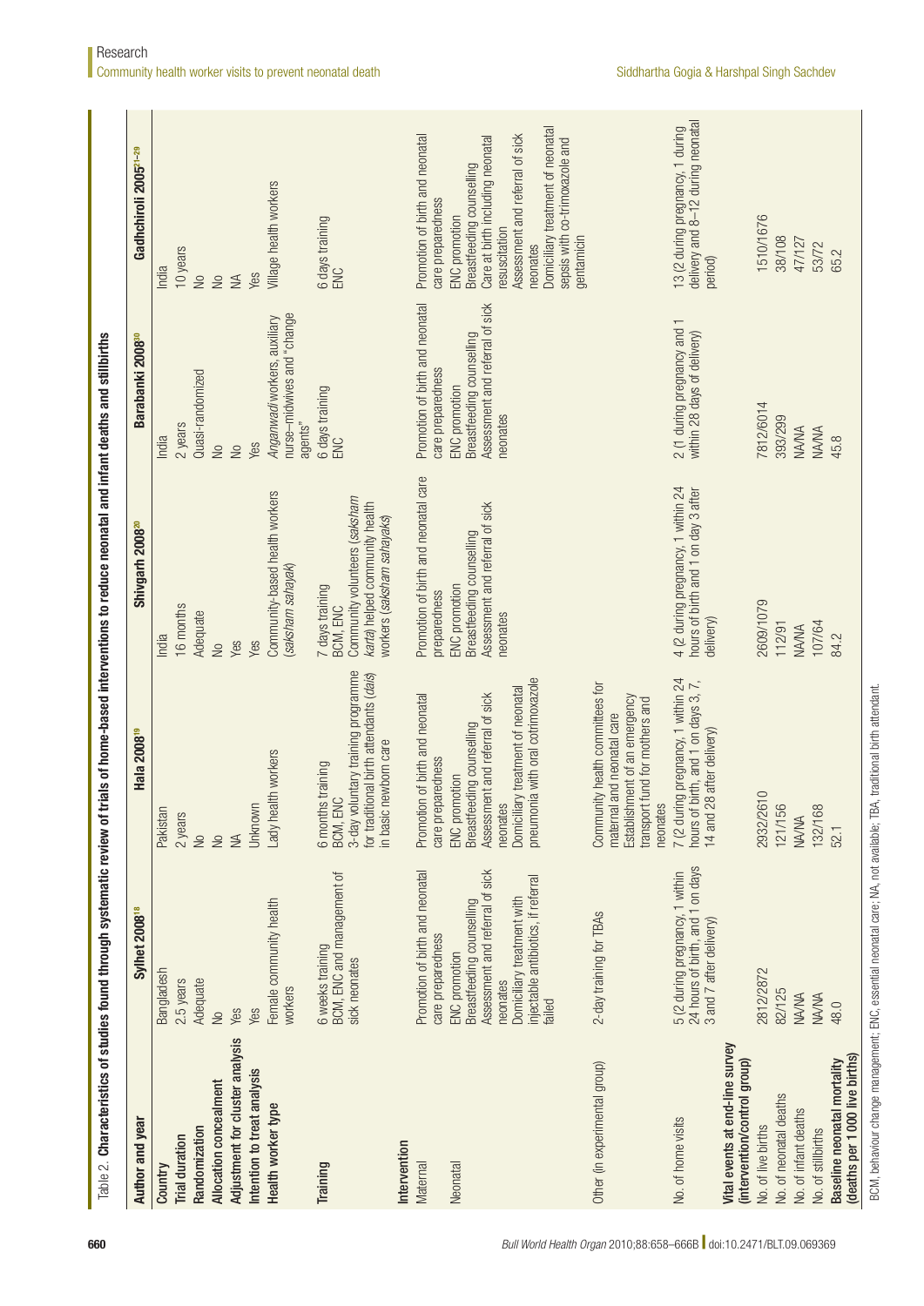Table 2. **Characteristics of studies found through systematic review of trials of home-based interventions to reduce neonatal and infant deaths and stillbirths**

| Author and year | Sylhet 2008[18] | Hala 2008[19] | Shivgarh 2008[20] | Barabanki 2008[30] | Gadchiroli 2005[21–29] |
|---|---|---|---|---|---|
| **Country** | Bangladesh | Pakistan | India | India | India |
| **Trial duration** | 2.5 years | 2 years | 16 months | 2 years | 10 years |
| **Randomization** | Adequate | No | Adequate | Quasi-randomized | No |
| **Allocation concealment** | No | No | No | No | No |
| **Adjustment for cluster analysis** | Yes | NA | Yes | No | NA |
| **Intention to treat analysis** | Yes | Unknown | Yes | Yes | Yes |
| **Health worker type** | Female community health workers | Lady health workers | Community-based health workers (*saksham sahayak*) | *Anganwadi* workers, auxiliary nurse–midwives and "change agents" | Village health workers |
| **Training** | 6 weeks training<br>BCM, ENC and management of sick neonates | 6 months training<br>BCM, ENC<br>3-day voluntary training programme for traditional birth attendants (*dais*) in basic newborn care | 7 days training<br>BCM, ENC<br>Community volunteers (*saksham karta*) helped community health workers (*saksham sahayaks*) | 6 days training<br>ENC | 6 days training<br>ENC |
| **Intervention** | | | | | |
| Maternal | | | | | |
| Neonatal | Promotion of birth and neonatal care preparedness<br>ENC promotion<br>Breastfeeding counselling<br>Assessment and referral of sick neonates<br>Domiciliary treatment with injectable antibiotics, if referral failed | Promotion of birth and neonatal care preparedness<br>ENC promotion<br>Breastfeeding counselling<br>Assessment and referral of sick neonates<br>Domiciliary treatment of neonatal pneumonia with oral cotrimoxazole | Promotion of birth and neonatal care preparedness<br>ENC promotion<br>Breastfeeding counselling<br>Assessment and referral of sick neonates | Promotion of birth and neonatal care preparedness<br>ENC promotion<br>Breastfeeding counselling<br>Assessment and referral of sick neonates | Promotion of birth and neonatal care preparedness<br>ENC promotion<br>Breastfeeding counselling<br>Care at birth including neonatal resuscitation<br>Assessment and referral of sick neonates<br>Domiciliary treatment of neonatal sepsis with co-trimoxazole and gentamicin |
| Other (in experimental group) | 2-day training for TBAs | Community health committees for maternal and neonatal care<br>Establishment of an emergency transport fund for mothers and neonates | | | |
| No. of home visits | 5 (2 during pregnancy, 1 within 24 hours of birth, and 1 on days 3 and 7 after delivery) | 7 (2 during pregnancy, 1 within 24 hours of birth, and 1 on days 3, 7, 14 and 28 after delivery) | 4 (2 during pregnancy, 1 within 24 hours of birth and 1 on day 3 after delivery) | 2 (1 during pregnancy and 1 within 28 days of delivery) | 13 (2 during pregnancy, 1 during delivery and 8–12 during neonatal period) |
| **Vital events at end-line survey (intervention/control group)** | | | | | |
| No. of live births | 2812/2872 | 2932/2610 | 2609/1079 | 7812/6014 | 1510/1676 |
| No. of neonatal deaths | 82/125 | 121/156 | 112/91 | 393/299 | 38/108 |
| No. of infant deaths | NA/NA | NA/NA | NA/NA | NA/NA | 47/127 |
| No. of stillbirths | NA/NA | 132/168 | 107/64 | NA/NA | 53/72 |
| **Baseline neonatal mortality (deaths per 1000 live births)** | 48.0 | 52.1 | 84.2 | 45.8 | 65.2 |

BCM, behaviour change management; ENC, essential neonatal care; NA, not available; TBA, traditional birth attendant.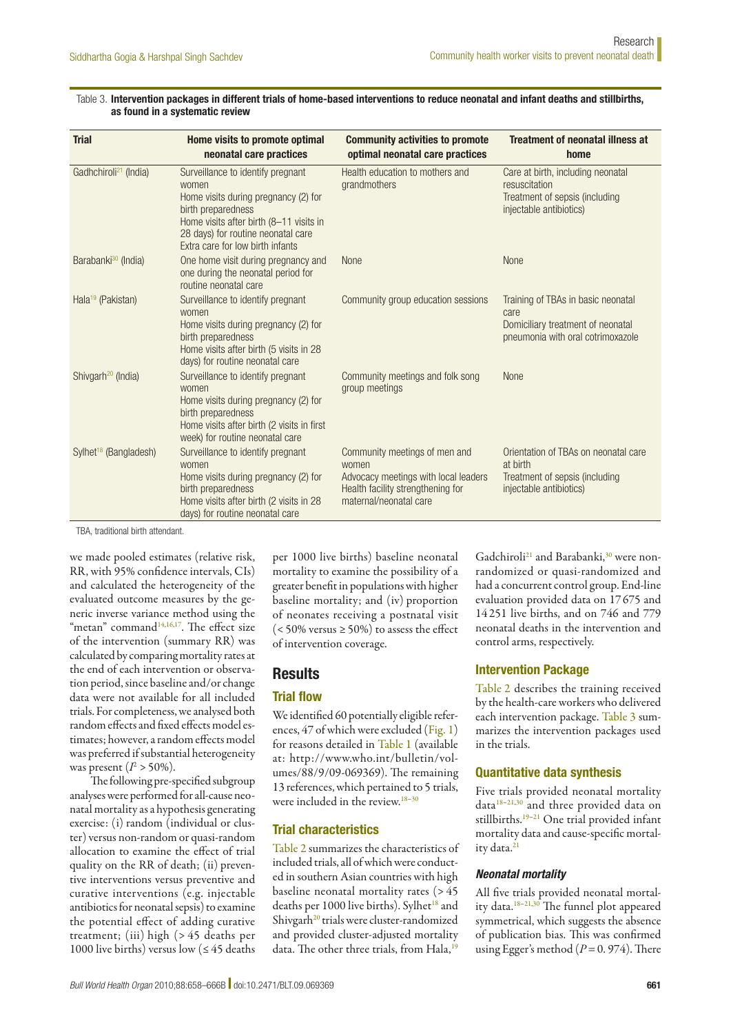Table 3. **Intervention packages in different trials of home-based interventions to reduce neonatal and infant deaths and stillbirths, as found in a systematic review**

| Trial | Home visits to promote optimal neonatal care practices | Community activities to promote optimal neonatal care practices | Treatment of neonatal illness at home |
|---|---|---|---|
| Gadchiroli[21] (India) | Surveillance to identify pregnant women<br>Home visits during pregnancy (2) for birth preparedness<br>Home visits after birth (8–11 visits in 28 days) for routine neonatal care<br>Extra care for low birth infants | Health education to mothers and grandmothers | Care at birth, including neonatal resuscitation<br>Treatment of sepsis (including injectable antibiotics) |
| Barabanki[30] (India) | One home visit during pregnancy and one during the neonatal period for routine neonatal care | None | None |
| Hala[19] (Pakistan) | Surveillance to identify pregnant women<br>Home visits during pregnancy (2) for birth preparedness<br>Home visits after birth (5 visits in 28 days) for routine neonatal care | Community group education sessions | Training of TBAs in basic neonatal care<br>Domiciliary treatment of neonatal pneumonia with oral cotrimoxazole |
| Shivgarh[20] (India) | Surveillance to identify pregnant women<br>Home visits during pregnancy (2) for birth preparedness<br>Home visits after birth (2 visits in first week) for routine neonatal care | Community meetings and folk song group meetings | None |
| Sylhet[18] (Bangladesh) | Surveillance to identify pregnant women<br>Home visits during pregnancy (2) for birth preparedness<br>Home visits after birth (2 visits in 28 days) for routine neonatal care | Community meetings of men and women<br>Advocacy meetings with local leaders<br>Health facility strengthening for maternal/neonatal care | Orientation of TBAs on neonatal care at birth<br>Treatment of sepsis (including injectable antibiotics) |

TBA, traditional birth attendant.

we made pooled estimates (relative risk, RR, with 95% confidence intervals, CIs) and calculated the heterogeneity of the evaluated outcome measures by the generic inverse variance method using the "metan" command[14,16,17]. The effect size of the intervention (summary RR) was calculated by comparing mortality rates at the end of each intervention or observation period, since baseline and/or change data were not available for all included trials. For completeness, we analysed both random effects and fixed effects model estimates; however, a random effects model was preferred if substantial heterogeneity was present ($I^2 > 50\%$).

The following pre-specified subgroup analyses were performed for all-cause neonatal mortality as a hypothesis generating exercise: (i) random (individual or cluster) versus non-random or quasi-random allocation to examine the effect of trial quality on the RR of death; (ii) preventive interventions versus preventive and curative interventions (e.g. injectable antibiotics for neonatal sepsis) to examine the potential effect of adding curative treatment; (iii) high (> 45 deaths per 1000 live births) versus low (≤ 45 deaths per 1000 live births) baseline neonatal mortality to examine the possibility of a greater benefit in populations with higher baseline mortality; and (iv) proportion of neonates receiving a postnatal visit (< 50% versus ≥ 50%) to assess the effect of intervention coverage.

## Results

### Trial flow

We identified 60 potentially eligible references, 47 of which were excluded (Fig. 1) for reasons detailed in Table 1 (available at: http://www.who.int/bulletin/volumes/88/9/09-069369). The remaining 13 references, which pertained to 5 trials, were included in the review.[18–30]

### Trial characteristics

Table 2 summarizes the characteristics of included trials, all of which were conducted in southern Asian countries with high baseline neonatal mortality rates (> 45 deaths per 1000 live births). Sylhet[18] and Shivgarh[20] trials were cluster-randomized and provided cluster-adjusted mortality data. The other three trials, from Hala,[19] Gadchiroli[21] and Barabanki,[30] were non-randomized or quasi-randomized and had a concurrent control group. End-line evaluation provided data on 17 675 and 14 251 live births, and on 746 and 779 neonatal deaths in the intervention and control arms, respectively.

### Intervention Package

Table 2 describes the training received by the health-care workers who delivered each intervention package. Table 3 summarizes the intervention packages used in the trials.

### Quantitative data synthesis

Five trials provided neonatal mortality data[18–21,30] and three provided data on stillbirths.[19–21] One trial provided infant mortality data and cause-specific mortality data.[21]

#### *Neonatal mortality*

All five trials provided neonatal mortality data.[18–21,30] The funnel plot appeared symmetrical, which suggests the absence of publication bias. This was confirmed using Egger's method ($P = 0.974$). There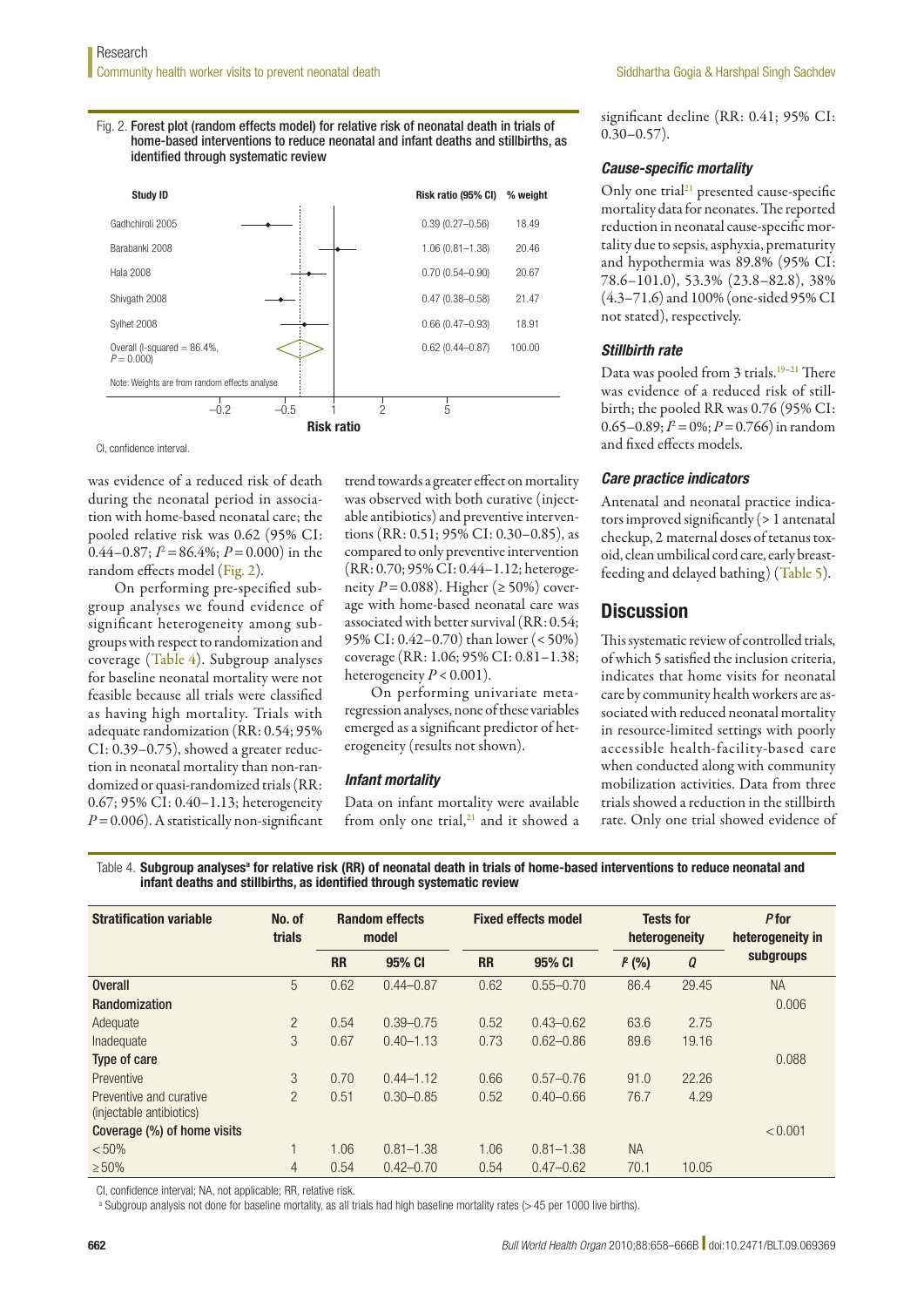Fig. 2. **Forest plot (random effects model) for relative risk of neonatal death in trials of home-based interventions to reduce neonatal and infant deaths and stillbirths, as identified through systematic review**

| Study ID | Risk ratio (95% CI) | % weight |
|---|---|---|
| Gadchiroli 2005 | 0.39 (0.27–0.56) | 18.49 |
| Barabanki 2008 | 1.06 (0.81–1.38) | 20.46 |
| Hala 2008 | 0.70 (0.54–0.90) | 20.67 |
| Shivgath 2008 | 0.47 (0.38–0.58) | 21.47 |
| Sylhet 2008 | 0.66 (0.47–0.93) | 18.91 |
| Overall (I-squared = 86.4%, $P = 0.000$) | 0.62 (0.44–0.87) | 100.00 |

Note: Weights are from random effects analyse

CI, confidence interval.

was evidence of a reduced risk of death during the neonatal period in association with home-based neonatal care; the pooled relative risk was 0.62 (95% CI: 0.44–0.87; $I^2 = 86.4\%$; $P = 0.000$) in the random effects model (Fig. 2).

On performing pre-specified subgroup analyses we found evidence of significant heterogeneity among subgroups with respect to randomization and coverage (Table 4). Subgroup analyses for baseline neonatal mortality were not feasible because all trials were classified as having high mortality. Trials with adequate randomization (RR: 0.54; 95% CI: 0.39–0.75), showed a greater reduction in neonatal mortality than non-randomized or quasi-randomized trials (RR: 0.67; 95% CI: 0.40–1.13; heterogeneity $P = 0.006$). A statistically non-significant trend towards a greater effect on mortality was observed with both curative (injectable antibiotics) and preventive interventions (RR: 0.51; 95% CI: 0.30–0.85), as compared to only preventive intervention (RR: 0.70; 95% CI: 0.44–1.12; heterogeneity $P = 0.088$). Higher (≥ 50%) coverage with home-based neonatal care was associated with better survival (RR: 0.54; 95% CI: 0.42–0.70) than lower (< 50%) coverage (RR: 1.06; 95% CI: 0.81–1.38; heterogeneity $P < 0.001$).

On performing univariate meta-regression analyses, none of these variables emerged as a significant predictor of heterogeneity (results not shown).

### Infant mortality

Data on infant mortality were available from only one trial,[21] and it showed a significant decline (RR: 0.41; 95% CI: 0.30–0.57).

### Cause-specific mortality

Only one trial[21] presented cause-specific mortality data for neonates. The reported reduction in neonatal cause-specific mortality due to sepsis, asphyxia, prematurity and hypothermia was 89.8% (95% CI: 78.6–101.0), 53.3% (23.8–82.8), 38% (4.3–71.6) and 100% (one-sided 95% CI not stated), respectively.

### Stillbirth rate

Data was pooled from 3 trials.[19–21] There was evidence of a reduced risk of stillbirth; the pooled RR was 0.76 (95% CI: 0.65–0.89; $I^2 = 0\%$; $P = 0.766$) in random and fixed effects models.

### Care practice indicators

Antenatal and neonatal practice indicators improved significantly (> 1 antenatal checkup, 2 maternal doses of tetanus toxoid, clean umbilical cord care, early breastfeeding and delayed bathing) (Table 5).

## Discussion

This systematic review of controlled trials, of which 5 satisfied the inclusion criteria, indicates that home visits for neonatal care by community health workers are associated with reduced neonatal mortality in resource-limited settings with poorly accessible health-facility-based care when conducted along with community mobilization activities. Data from three trials showed a reduction in the stillbirth rate. Only one trial showed evidence of

Table 4. **Subgroup analyses[a] for relative risk (RR) of neonatal death in trials of home-based interventions to reduce neonatal and infant deaths and stillbirths, as identified through systematic review**

| Stratification variable | No. of trials | Random effects model | | Fixed effects model | | Tests for heterogeneity | | P for heterogeneity in subgroups |
|---|---|---|---|---|---|---|---|---|
| | | RR | 95% CI | RR | 95% CI | $I^2$ (%) | Q | |
| **Overall** | 5 | 0.62 | 0.44–0.87 | 0.62 | 0.55–0.70 | 86.4 | 29.45 | NA |
| **Randomization** | | | | | | | | 0.006 |
| Adequate | 2 | 0.54 | 0.39–0.75 | 0.52 | 0.43–0.62 | 63.6 | 2.75 | |
| Inadequate | 3 | 0.67 | 0.40–1.13 | 0.73 | 0.62–0.86 | 89.6 | 19.16 | |
| **Type of care** | | | | | | | | 0.088 |
| Preventive | 3 | 0.70 | 0.44–1.12 | 0.66 | 0.57–0.76 | 91.0 | 22.26 | |
| Preventive and curative (injectable antibiotics) | 2 | 0.51 | 0.30–0.85 | 0.52 | 0.40–0.66 | 76.7 | 4.29 | |
| **Coverage (%) of home visits** | | | | | | | | < 0.001 |
| < 50% | 1 | 1.06 | 0.81–1.38 | 1.06 | 0.81–1.38 | NA | | |
| ≥ 50% | 4 | 0.54 | 0.42–0.70 | 0.54 | 0.47–0.62 | 70.1 | 10.05 | |

CI, confidence interval; NA, not applicable; RR, relative risk.

[a] Subgroup analysis not done for baseline mortality, as all trials had high baseline mortality rates (> 45 per 1000 live births).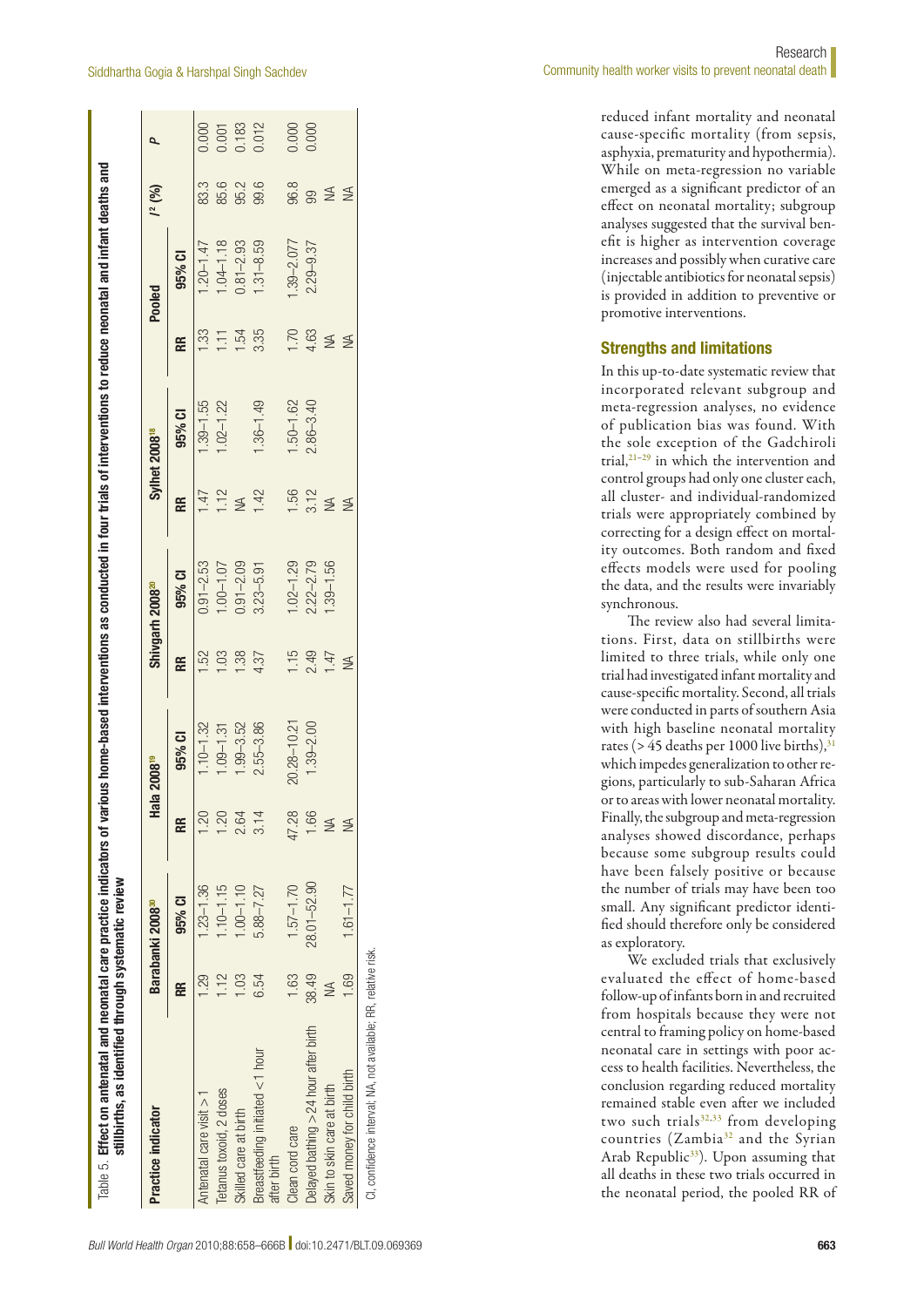Table 5. **Effect on antenatal and neonatal care practice indicators of various home-based interventions as conducted in four trials of interventions to reduce neonatal and infant deaths and stillbirths, as identified through systematic review**

| Practice indicator | Barabanki 2008[30] | | Hala 2008[19] | | Shivgarh 2008[20] | | Sylhet 2008[18] | | Pooled | | $I^2$ (%) | P |
|---|---|---|---|---|---|---|---|---|---|---|---|---|
| | RR | 95% CI | RR | 95% CI | RR | 95% CI | RR | 95% CI | RR | 95% CI | | |
| Antenatal care visit > 1 | 1.29 | 1.23–1.36 | 1.20 | 1.10–1.32 | 1.52 | 0.91–2.53 | 1.47 | 1.39–1.55 | 1.33 | 1.20–1.47 | 83.3 | 0.000 |
| Tetanus toxoid, 2 doses | 1.12 | 1.10–1.15 | 1.20 | 1.09–1.31 | 1.03 | 1.00–1.07 | 1.12 | 1.02–1.22 | 1.11 | 1.04–1.18 | 85.6 | 0.001 |
| Skilled care at birth | 1.03 | 1.00–1.10 | 2.64 | 1.99–3.52 | 1.38 | 0.91–2.09 | NA | | 1.54 | 0.81–2.93 | 95.2 | 0.183 |
| Breastfeeding initiated < 1 hour after birth | 6.54 | 5.88–7.27 | 3.14 | 2.55–3.86 | 4.37 | 3.23–5.91 | 1.42 | 1.36–1.49 | 3.35 | 1.31–8.59 | 99.6 | 0.012 |
| Clean cord care | 1.63 | 1.57–1.70 | 47.28 | 20.28–10.21 | 1.15 | 1.02–1.29 | 1.56 | 1.50–1.62 | 1.70 | 1.39–2.077 | 96.8 | 0.000 |
| Delayed bathing > 24 hour after birth | 38.49 | 28.01–52.90 | 1.66 | 1.39–2.00 | 2.49 | 2.22–2.79 | 3.12 | 2.86–3.40 | 4.63 | 2.29–9.37 | 99 | 0.000 |
| Skin to skin care at birth | NA | | NA | | 1.47 | 1.39–1.56 | NA | | NA | | NA | |
| Saved money for child birth | 1.69 | 1.61–1.77 | NA | | NA | | NA | | NA | | NA | |

CI, confidence interval; NA, not available; RR, relative risk.

reduced infant mortality and neonatal cause-specific mortality (from sepsis, asphyxia, prematurity and hypothermia). While on meta-regression no variable emerged as a significant predictor of an effect on neonatal mortality; subgroup analyses suggested that the survival benefit is higher as intervention coverage increases and possibly when curative care (injectable antibiotics for neonatal sepsis) is provided in addition to preventive or promotive interventions.

## Strengths and limitations

In this up-to-date systematic review that incorporated relevant subgroup and meta-regression analyses, no evidence of publication bias was found. With the sole exception of the Gadchiroli trial,[21–29] in which the intervention and control groups had only one cluster each, all cluster- and individual-randomized trials were appropriately combined by correcting for a design effect on mortality outcomes. Both random and fixed effects models were used for pooling the data, and the results were invariably synchronous.

The review also had several limitations. First, data on stillbirths were limited to three trials, while only one trial had investigated infant mortality and cause-specific mortality. Second, all trials were conducted in parts of southern Asia with high baseline neonatal mortality rates (> 45 deaths per 1000 live births),[31] which impedes generalization to other regions, particularly to sub-Saharan Africa or to areas with lower neonatal mortality. Finally, the subgroup and meta-regression analyses showed discordance, perhaps because some subgroup results could have been falsely positive or because the number of trials may have been too small. Any significant predictor identified should therefore only be considered as exploratory.

We excluded trials that exclusively evaluated the effect of home-based follow-up of infants born in and recruited from hospitals because they were not central to framing policy on home-based neonatal care in settings with poor access to health facilities. Nevertheless, the conclusion regarding reduced mortality remained stable even after we included two such trials[32,33] from developing countries (Zambia[32] and the Syrian Arab Republic[33]). Upon assuming that all deaths in these two trials occurred in the neonatal period, the pooled RR of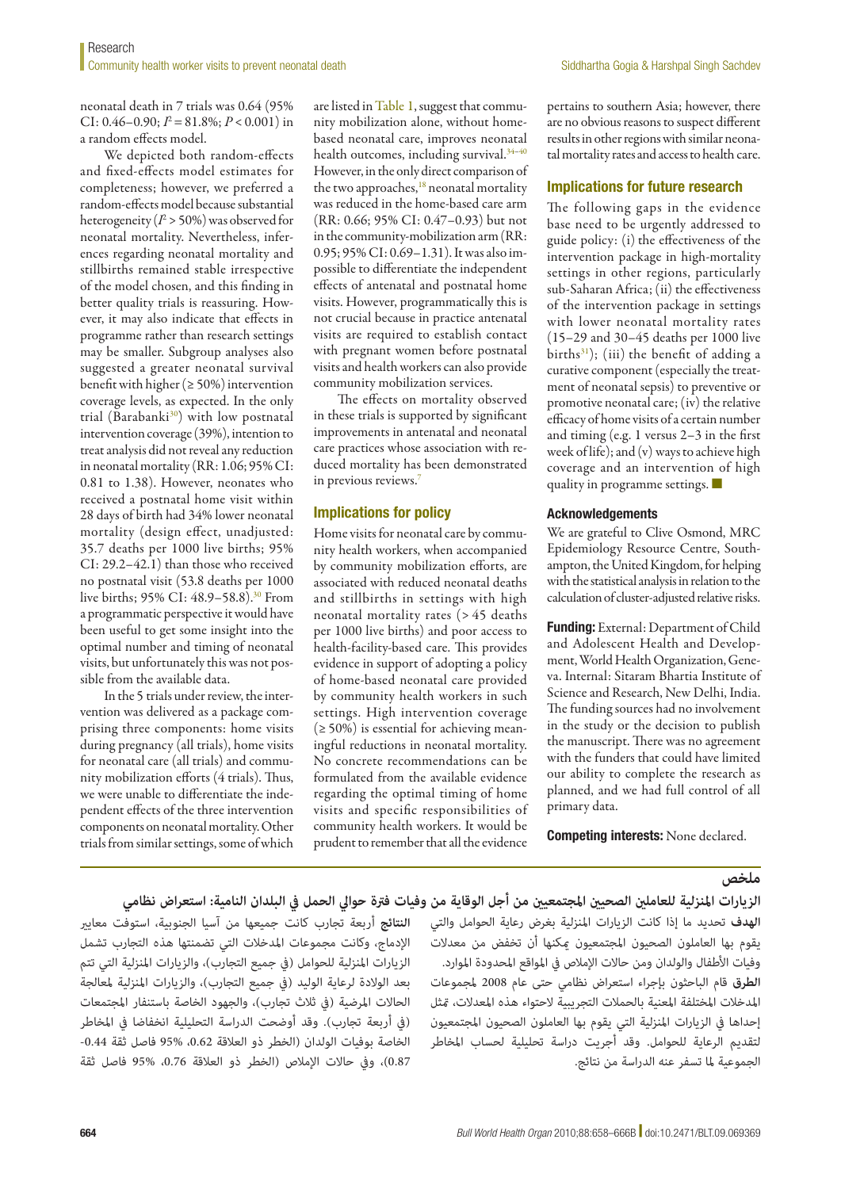neonatal death in 7 trials was 0.64 (95% CI: 0.46–0.90; $I^2 = 81.8\%$; $P < 0.001$) in a random effects model.

We depicted both random-effects and fixed-effects model estimates for completeness; however, we preferred a random-effects model because substantial heterogeneity ($I^2 > 50\%$) was observed for neonatal mortality. Nevertheless, inferences regarding neonatal mortality and stillbirths remained stable irrespective of the model chosen, and this finding in better quality trials is reassuring. However, it may also indicate that effects in programme rather than research settings may be smaller. Subgroup analyses also suggested a greater neonatal survival benefit with higher (≥ 50%) intervention coverage levels, as expected. In the only trial (Barabanki[30]) with low postnatal intervention coverage (39%), intention to treat analysis did not reveal any reduction in neonatal mortality (RR: 1.06; 95% CI: 0.81 to 1.38). However, neonates who received a postnatal home visit within 28 days of birth had 34% lower neonatal mortality (design effect, unadjusted: 35.7 deaths per 1000 live births; 95% CI: 29.2–42.1) than those who received no postnatal visit (53.8 deaths per 1000 live births; 95% CI: 48.9–58.8).[30] From a programmatic perspective it would have been useful to get some insight into the optimal number and timing of neonatal visits, but unfortunately this was not possible from the available data.

In the 5 trials under review, the intervention was delivered as a package comprising three components: home visits during pregnancy (all trials), home visits for neonatal care (all trials) and community mobilization efforts (4 trials). Thus, we were unable to differentiate the independent effects of the three intervention components on neonatal mortality. Other trials from similar settings, some of which are listed in Table 1, suggest that community mobilization alone, without home-based neonatal care, improves neonatal health outcomes, including survival.[34–40] However, in the only direct comparison of the two approaches,[18] neonatal mortality was reduced in the home-based care arm (RR: 0.66; 95% CI: 0.47–0.93) but not in the community-mobilization arm (RR: 0.95; 95% CI: 0.69–1.31). It was also impossible to differentiate the independent effects of antenatal and postnatal home visits. However, programmatically this is not crucial because in practice antenatal visits are required to establish contact with pregnant women before postnatal visits and health workers can also provide community mobilization services.

The effects on mortality observed in these trials is supported by significant improvements in antenatal and neonatal care practices whose association with reduced mortality has been demonstrated in previous reviews.[7]

## Implications for policy

Home visits for neonatal care by community health workers, when accompanied by community mobilization efforts, are associated with reduced neonatal deaths and stillbirths in settings with high neonatal mortality rates (> 45 deaths per 1000 live births) and poor access to health-facility-based care. This provides evidence in support of adopting a policy of home-based neonatal care provided by community health workers in such settings. High intervention coverage (≥ 50%) is essential for achieving meaningful reductions in neonatal mortality. No concrete recommendations can be formulated from the available evidence regarding the optimal timing of home visits and specific responsibilities of community health workers. It would be prudent to remember that all the evidence pertains to southern Asia; however, there are no obvious reasons to suspect different results in other regions with similar neonatal mortality rates and access to health care.

## Implications for future research

The following gaps in the evidence base need to be urgently addressed to guide policy: (i) the effectiveness of the intervention package in high-mortality settings in other regions, particularly sub-Saharan Africa; (ii) the effectiveness of the intervention package in settings with lower neonatal mortality rates (15–29 and 30–45 deaths per 1000 live births[31]); (iii) the benefit of adding a curative component (especially the treatment of neonatal sepsis) to preventive or promotive neonatal care; (iv) the relative efficacy of home visits of a certain number and timing (e.g. 1 versus 2–3 in the first week of life); and (v) ways to achieve high coverage and an intervention of high quality in programme settings. ■

## Acknowledgements

We are grateful to Clive Osmond, MRC Epidemiology Resource Centre, Southampton, the United Kingdom, for helping with the statistical analysis in relation to the calculation of cluster-adjusted relative risks.

**Funding:** External: Department of Child and Adolescent Health and Development, World Health Organization, Geneva. Internal: Sitaram Bhartia Institute of Science and Research, New Delhi, India. The funding sources had no involvement in the study or the decision to publish the manuscript. There was no agreement with the funders that could have limited our ability to complete the research as planned, and we had full control of all primary data.

**Competing interests:** None declared.

## ملخص

### الزيارات المنزلية للعاملين الصحيين المجتمعيين من أجل الوقاية من وفيات فترة حوالي الحمل في البلدان النامية: استعراض نظامي

**الهدف** تحديد ما إذا كانت الزيارات المنزلية بغرض رعاية الحوامل والتي يقوم بها العاملون الصحيون المجتمعيون يمكنها أن تخفض من معدلات وفيات الأطفال والولدان ومن حالات الإملاص في المواقع المحدودة الموارد.

**الطرق** قام الباحثون بإجراء استعراض نظامي حتى عام 2008 لمجموعات المدخلات المختلفة المعنية بالحملات التجريبية لاحتواء هذه المعدلات، تمثل إحداها في الزيارات المنزلية التي يقوم بها العاملون الصحيون المجتمعيون لتقديم الرعاية للحوامل. وقد أجريت دراسة تحليلية لحساب المخاطر الجموعية لما تسفر عنه الدراسة من نتائج.

**النتائج** أربعة تجارب كانت جميعها من آسيا الجنوبية، استوفت معايير الإدماج، وكانت مجموعات المدخلات التي تضمنتها هذه التجارب تشمل الزيارات المنزلية للحوامل (في جميع التجارب)، والزيارات المنزلية التي تتم بعد الولادة لرعاية الوليد (في جميع التجارب)، والزيارات المنزلية لمعالجة الحالات المرضية (في ثلاث تجارب)، والجهود الخاصة باستنفار المجتمعات (في أربعة تجارب). وقد أوضحت الدراسة التحليلية انخفاضا في المخاطر الخاصة بوفيات الولدان (الخطر ذو العلاقة 0.62، 95% فاصل ثقة 0.44-0.87)، وفي حالات الإملاص (الخطر ذو العلاقة 0.76، 95% فاصل ثقة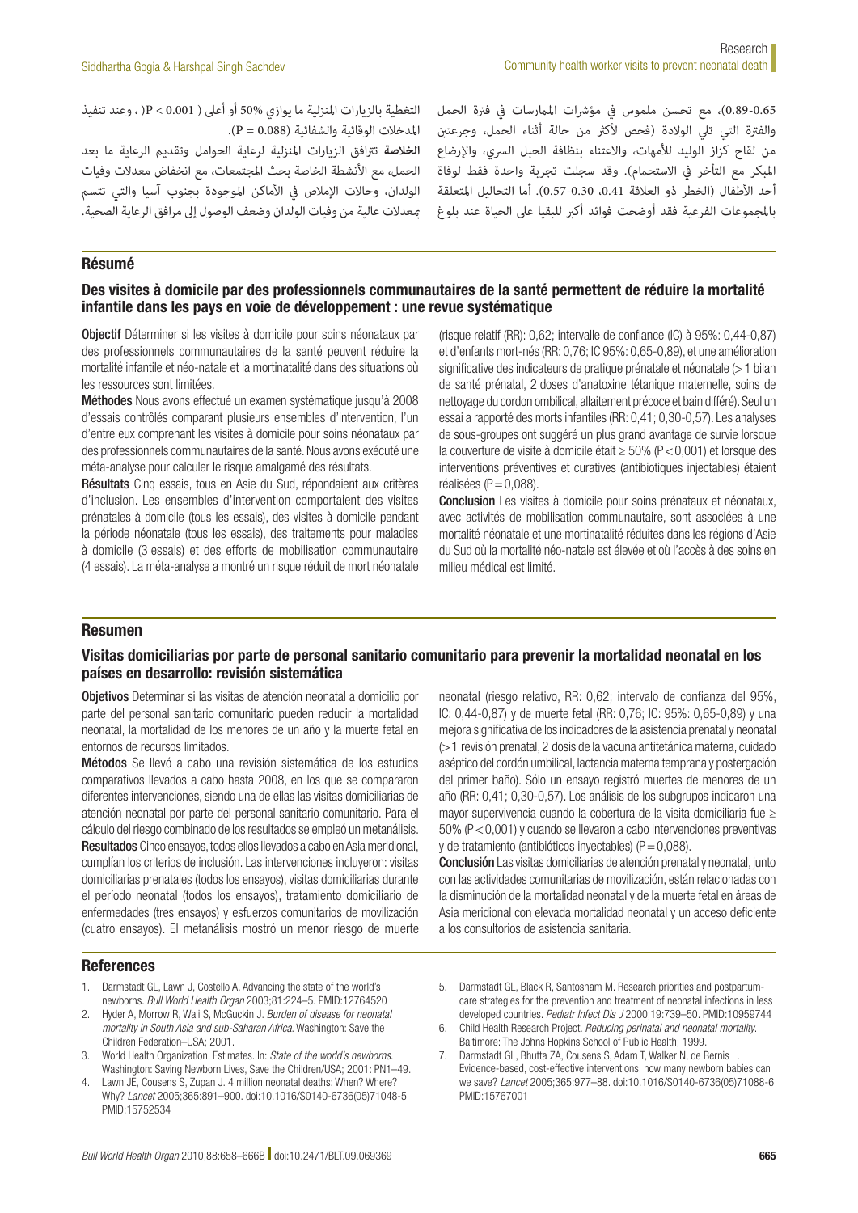0.65-0.89)، مع تحسن ملموس في مؤشرات الممارسات في فترة الحمل والفترة التي تلي الولادة (فحص لأكثر من حالة أثناء الحمل، وجرعتين من لقاح كزاز الوليد للأمهات، والاعتناء بنظافة الحبل السري، والإرضاع المبكر مع التأخر في الاستحمام). وقد سجلت تجربة واحدة فقط لوفاة أحد الأطفال (الخطر ذو العلاقة 0.41، 0.30-0.57). أما التحاليل المتعلقة بالمجموعات الفرعية فقد أوضحت فوائد أكبر للبقيا على الحياة عند بلوغ التغطية بالزيارات المنزلية ما يوازي 50% أو أعلى ( P < 0.001) ، وعند تنفيذ المدخلات الوقائية والشفائية (P = 0.088).

**الخلاصة** تترافق الزيارات المنزلية لرعاية الحوامل وتقديم الرعاية ما بعد الحمل، مع الأنشطة الخاصة بحث المجتمعات، مع انخفاض معدلات وفيات الولدان، وحالات الإملاص في الأماكن الموجودة بجنوب آسيا والتي تتسم بمعدلات عالية من وفيات الولدان وضعف الوصول إلى مرافق الرعاية الصحية.

## Résumé

### Des visites à domicile par des professionnels communautaires de la santé permettent de réduire la mortalité infantile dans les pays en voie de développement : une revue systématique

**Objectif** Déterminer si les visites à domicile pour soins néonataux par des professionnels communautaires de la santé peuvent réduire la mortalité infantile et néo-natale et la mortinatalité dans des situations où les ressources sont limitées.

**Méthodes** Nous avons effectué un examen systématique jusqu'à 2008 d'essais contrôlés comparant plusieurs ensembles d'intervention, l'un d'entre eux comprenant les visites à domicile pour soins néonataux par des professionnels communautaires de la santé. Nous avons exécuté une méta-analyse pour calculer le risque amalgamé des résultats.

**Résultats** Cinq essais, tous en Asie du Sud, répondaient aux critères d'inclusion. Les ensembles d'intervention comportaient des visites prénatales à domicile (tous les essais), des visites à domicile pendant la période néonatale (tous les essais), des traitements pour maladies à domicile (3 essais) et des efforts de mobilisation communautaire (4 essais). La méta-analyse a montré un risque réduit de mort néonatale (risque relatif (RR): 0,62; intervalle de confiance (IC) à 95%: 0,44-0,87) et d'enfants mort-nés (RR: 0,76; IC 95%: 0,65-0,89), et une amélioration significative des indicateurs de pratique prénatale et néonatale (> 1 bilan de santé prénatal, 2 doses d'anatoxine tétanique maternelle, soins de nettoyage du cordon ombilical, allaitement précoce et bain différé). Seul un essai a rapporté des morts infantiles (RR: 0,41; 0,30-0,57). Les analyses de sous-groupes ont suggéré un plus grand avantage de survie lorsque la couverture de visite à domicile était ≥ 50% ($P < 0{,}001$) et lorsque des interventions préventives et curatives (antibiotiques injectables) étaient réalisées ($P = 0{,}088$).

**Conclusion** Les visites à domicile pour soins prénataux et néonataux, avec activités de mobilisation communautaire, sont associées à une mortalité néonatale et une mortinatalité réduites dans les régions d'Asie du Sud où la mortalité néo-natale est élevée et où l'accès à des soins en milieu médical est limité.

## Resumen

### Visitas domiciliarias por parte de personal sanitario comunitario para prevenir la mortalidad neonatal en los países en desarrollo: revisión sistemática

**Objetivos** Determinar si las visitas de atención neonatal a domicilio por parte del personal sanitario comunitario pueden reducir la mortalidad neonatal, la mortalidad de los menores de un año y la muerte fetal en entornos de recursos limitados.

**Métodos** Se llevó a cabo una revisión sistemática de los estudios comparativos llevados a cabo hasta 2008, en los que se compararon diferentes intervenciones, siendo una de ellas las visitas domiciliarias de atención neonatal por parte del personal sanitario comunitario. Para el cálculo del riesgo combinado de los resultados se empleó un metanálisis.

**Resultados** Cinco ensayos, todos ellos llevados a cabo en Asia meridional, cumplían los criterios de inclusión. Las intervenciones incluyeron: visitas domiciliarias prenatales (todos los ensayos), visitas domiciliarias durante el período neonatal (todos los ensayos), tratamiento domiciliario de enfermedades (tres ensayos) y esfuerzos comunitarios de movilización (cuatro ensayos). El metanálisis mostró un menor riesgo de muerte neonatal (riesgo relativo, RR: 0,62; intervalo de confianza del 95%, IC: 0,44-0,87) y de muerte fetal (RR: 0,76; IC: 95%: 0,65-0,89) y una mejora significativa de los indicadores de la asistencia prenatal y neonatal (> 1 revisión prenatal, 2 dosis de la vacuna antitetánica materna, cuidado aséptico del cordón umbilical, lactancia materna temprana y postergación del primer baño). Sólo un ensayo registró muertes de menores de un año (RR: 0,41; 0,30-0,57). Los análisis de los subgrupos indicaron una mayor supervivencia cuando la cobertura de la visita domiciliaria fue ≥ 50% ($P < 0{,}001$) y cuando se llevaron a cabo intervenciones preventivas y de tratamiento (antibióticos inyectables) ($P = 0{,}088$).

**Conclusión** Las visitas domiciliarias de atención prenatal y neonatal, junto con las actividades comunitarias de movilización, están relacionadas con la disminución de la mortalidad neonatal y de la muerte fetal en áreas de Asia meridional con elevada mortalidad neonatal y un acceso deficiente a los consultorios de asistencia sanitaria.

## References

1. Darmstadt GL, Lawn J, Costello A. Advancing the state of the world's newborns. *Bull World Health Organ* 2003;81:224–5. PMID:12764520
2. Hyder A, Morrow R, Wali S, McGuckin J. *Burden of disease for neonatal mortality in South Asia and sub-Saharan Africa.* Washington: Save the Children Federation–USA; 2001.
3. World Health Organization. Estimates. In: *State of the world's newborns.* Washington: Saving Newborn Lives, Save the Children/USA; 2001: PN1–49.
4. Lawn JE, Cousens S, Zupan J. 4 million neonatal deaths: When? Where? Why? *Lancet* 2005;365:891–900. doi:10.1016/S0140-6736(05)71048-5 PMID:15752534
5. Darmstadt GL, Black R, Santosham M. Research priorities and postpartum-care strategies for the prevention and treatment of neonatal infections in less developed countries. *Pediatr Infect Dis J* 2000;19:739–50. PMID:10959744
6. Child Health Research Project. *Reducing perinatal and neonatal mortality.* Baltimore: The Johns Hopkins School of Public Health; 1999.
7. Darmstadt GL, Bhutta ZA, Cousens S, Adam T, Walker N, de Bernis L. Evidence-based, cost-effective interventions: how many newborn babies can we save? *Lancet* 2005;365:977–88. doi:10.1016/S0140-6736(05)71088-6 PMID:15767001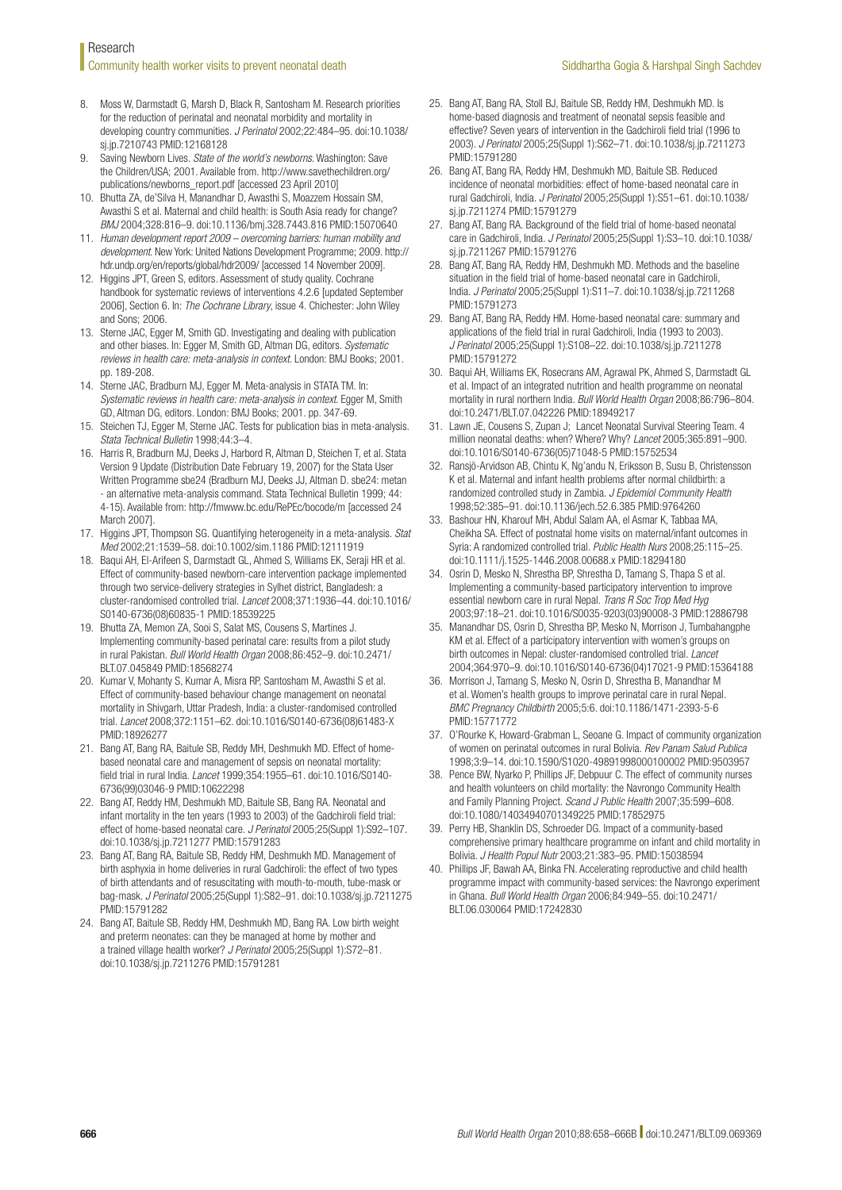8. Moss W, Darmstadt G, Marsh D, Black R, Santosham M. Research priorities for the reduction of perinatal and neonatal morbidity and mortality in developing country communities. *J Perinatol* 2002;22:484–95. doi:10.1038/sj.jp.7210743 PMID:12168128
9. Saving Newborn Lives. *State of the world's newborns*. Washington: Save the Children/USA; 2001. Available from. http://www.savethechildren.org/publications/newborns_report.pdf [accessed 23 April 2010]
10. Bhutta ZA, de'Silva H, Manandhar D, Awasthi S, Moazzem Hossain SM, Awasthi S et al. Maternal and child health: is South Asia ready for change? *BMJ* 2004;328:816–9. doi:10.1136/bmj.328.7443.816 PMID:15070640
11. *Human development report 2009 – overcoming barriers: human mobility and development*. New York: United Nations Development Programme; 2009. http://hdr.undp.org/en/reports/global/hdr2009/ [accessed 14 November 2009].
12. Higgins JPT, Green S, editors. Assessment of study quality. Cochrane handbook for systematic reviews of interventions 4.2.6 [updated September 2006], Section 6. In: *The Cochrane Library*, issue 4. Chichester: John Wiley and Sons; 2006.
13. Sterne JAC, Egger M, Smith GD. Investigating and dealing with publication and other biases. In: Egger M, Smith GD, Altman DG, editors. *Systematic reviews in health care: meta-analysis in context*. London: BMJ Books; 2001. pp. 189-208.
14. Sterne JAC, Bradburn MJ, Egger M. Meta-analysis in STATA TM. In: *Systematic reviews in health care: meta-analysis in context*. Egger M, Smith GD, Altman DG, editors. London: BMJ Books; 2001. pp. 347-69.
15. Steichen TJ, Egger M, Sterne JAC. Tests for publication bias in meta-analysis. *Stata Technical Bulletin* 1998;44:3–4.
16. Harris R, Bradburn MJ, Deeks J, Harbord R, Altman D, Steichen T, et al. Stata Version 9 Update (Distribution Date February 19, 2007) for the Stata User Written Programme sbe24 (Bradburn MJ, Deeks JJ, Altman D. sbe24: metan - an alternative meta-analysis command. Stata Technical Bulletin 1999; 44: 4-15). Available from: http://fmwww.bc.edu/RePEc/bocode/m [accessed 24 March 2007].
17. Higgins JPT, Thompson SG. Quantifying heterogeneity in a meta-analysis. *Stat Med* 2002;21:1539–58. doi:10.1002/sim.1186 PMID:12111919
18. Baqui AH, El-Arifeen S, Darmstadt GL, Ahmed S, Williams EK, Seraji HR et al. Effect of community-based newborn-care intervention package implemented through two service-delivery strategies in Sylhet district, Bangladesh: a cluster-randomised controlled trial. *Lancet* 2008;371:1936–44. doi:10.1016/S0140-6736(08)60835-1 PMID:18539225
19. Bhutta ZA, Memon ZA, Sooi S, Salat MS, Cousens S, Martines J. Implementing community-based perinatal care: results from a pilot study in rural Pakistan. *Bull World Health Organ* 2008;86:452–9. doi:10.2471/BLT.07.045849 PMID:18568274
20. Kumar V, Mohanty S, Kumar A, Misra RP, Santosham M, Awasthi S et al. Effect of community-based behaviour change management on neonatal mortality in Shivgarh, Uttar Pradesh, India: a cluster-randomised controlled trial. *Lancet* 2008;372:1151–62. doi:10.1016/S0140-6736(08)61483-X PMID:18926277
21. Bang AT, Bang RA, Baitule SB, Reddy MH, Deshmukh MD. Effect of home-based neonatal care and management of sepsis on neonatal mortality: field trial in rural India. *Lancet* 1999;354:1955–61. doi:10.1016/S0140-6736(99)03046-9 PMID:10622298
22. Bang AT, Reddy HM, Deshmukh MD, Baitule SB, Bang RA. Neonatal and infant mortality in the ten years (1993 to 2003) of the Gadchiroli field trial: effect of home-based neonatal care. *J Perinatol* 2005;25(Suppl 1):S92–107. doi:10.1038/sj.jp.7211277 PMID:15791283
23. Bang AT, Bang RA, Baitule SB, Reddy HM, Deshmukh MD. Management of birth asphyxia in home deliveries in rural Gadchiroli: the effect of two types of birth attendants and of resuscitating with mouth-to-mouth, tube-mask or bag-mask. *J Perinatol* 2005;25(Suppl 1):S82–91. doi:10.1038/sj.jp.7211275 PMID:15791282
24. Bang AT, Baitule SB, Reddy HM, Deshmukh MD, Bang RA. Low birth weight and preterm neonates: can they be managed at home by mother and a trained village health worker? *J Perinatol* 2005;25(Suppl 1):S72–81. doi:10.1038/sj.jp.7211276 PMID:15791281
25. Bang AT, Bang RA, Stoll BJ, Baitule SB, Reddy HM, Deshmukh MD. Is home-based diagnosis and treatment of neonatal sepsis feasible and effective? Seven years of intervention in the Gadchiroli field trial (1996 to 2003). *J Perinatol* 2005;25(Suppl 1):S62–71. doi:10.1038/sj.jp.7211273 PMID:15791280
26. Bang AT, Bang RA, Reddy HM, Deshmukh MD, Baitule SB. Reduced incidence of neonatal morbidities: effect of home-based neonatal care in rural Gadchiroli, India. *J Perinatol* 2005;25(Suppl 1):S51–61. doi:10.1038/sj.jp.7211274 PMID:15791279
27. Bang AT, Bang RA. Background of the field trial of home-based neonatal care in Gadchiroli, India. *J Perinatol* 2005;25(Suppl 1):S3–10. doi:10.1038/sj.jp.7211267 PMID:15791276
28. Bang AT, Bang RA, Reddy HM, Deshmukh MD. Methods and the baseline situation in the field trial of home-based neonatal care in Gadchiroli, India. *J Perinatol* 2005;25(Suppl 1):S11–7. doi:10.1038/sj.jp.7211268 PMID:15791273
29. Bang AT, Bang RA, Reddy HM. Home-based neonatal care: summary and applications of the field trial in rural Gadchiroli, India (1993 to 2003). *J Perinatol* 2005;25(Suppl 1):S108–22. doi:10.1038/sj.jp.7211278 PMID:15791272
30. Baqui AH, Williams EK, Rosecrans AM, Agrawal PK, Ahmed S, Darmstadt GL et al. Impact of an integrated nutrition and health programme on neonatal mortality in rural northern India. *Bull World Health Organ* 2008;86:796–804. doi:10.2471/BLT.07.042226 PMID:18949217
31. Lawn JE, Cousens S, Zupan J; Lancet Neonatal Survival Steering Team. 4 million neonatal deaths: when? Where? Why? *Lancet* 2005;365:891–900. doi:10.1016/S0140-6736(05)71048-5 PMID:15752534
32. Ransjö-Arvidson AB, Chintu K, Ng'andu N, Eriksson B, Susu B, Christensson K et al. Maternal and infant health problems after normal childbirth: a randomized controlled study in Zambia. *J Epidemiol Community Health* 1998;52:385–91. doi:10.1136/jech.52.6.385 PMID:9764260
33. Bashour HN, Kharouf MH, Abdul Salam AA, el Asmar K, Tabbaa MA, Cheikha SA. Effect of postnatal home visits on maternal/infant outcomes in Syria: A randomized controlled trial. *Public Health Nurs* 2008;25:115–25. doi:10.1111/j.1525-1446.2008.00688.x PMID:18294180
34. Osrin D, Mesko N, Shrestha BP, Shrestha D, Tamang S, Thapa S et al. Implementing a community-based participatory intervention to improve essential newborn care in rural Nepal. *Trans R Soc Trop Med Hyg* 2003;97:18–21. doi:10.1016/S0035-9203(03)90008-3 PMID:12886798
35. Manandhar DS, Osrin D, Shrestha BP, Mesko N, Morrison J, Tumbahangphe KM et al. Effect of a participatory intervention with women's groups on birth outcomes in Nepal: cluster-randomised controlled trial. *Lancet* 2004;364:970–9. doi:10.1016/S0140-6736(04)17021-9 PMID:15364188
36. Morrison J, Tamang S, Mesko N, Osrin D, Shrestha B, Manandhar M et al. Women's health groups to improve perinatal care in rural Nepal. *BMC Pregnancy Childbirth* 2005;5:6. doi:10.1186/1471-2393-5-6 PMID:15771772
37. O'Rourke K, Howard-Grabman L, Seoane G. Impact of community organization of women on perinatal outcomes in rural Bolivia. *Rev Panam Salud Publica* 1998;3:9–14. doi:10.1590/S1020-49891998000100002 PMID:9503957
38. Pence BW, Nyarko P, Phillips JF, Debpuur C. The effect of community nurses and health volunteers on child mortality: the Navrongo Community Health and Family Planning Project. *Scand J Public Health* 2007;35:599–608. doi:10.1080/14034940701349225 PMID:17852975
39. Perry HB, Shanklin DS, Schroeder DG. Impact of a community-based comprehensive primary healthcare programme on infant and child mortality in Bolivia. *J Health Popul Nutr* 2003;21:383–95. PMID:15038594
40. Phillips JF, Bawah AA, Binka FN. Accelerating reproductive and child health programme impact with community-based services: the Navrongo experiment in Ghana. *Bull World Health Organ* 2006;84:949–55. doi:10.2471/BLT.06.030064 PMID:17242830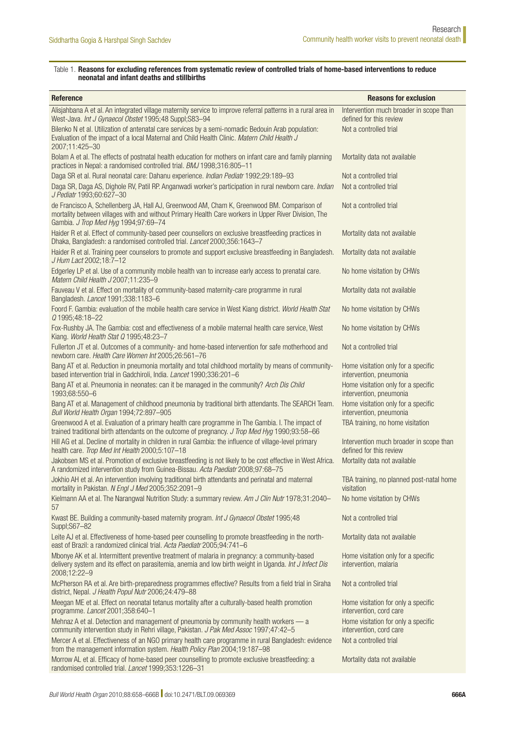Table 1. **Reasons for excluding references from systematic review of controlled trials of home-based interventions to reduce neonatal and infant deaths and stillbirths**

| Reference | Reasons for exclusion |
|---|---|
| Alisjahbana A et al. An integrated village maternity service to improve referral patterns in a rural area in West-Java. *Int J Gynaecol Obstet* 1995;48 Suppl;S83–94 | Intervention much broader in scope than defined for this review |
| Bilenko N et al. Utilization of antenatal care services by a semi-nomadic Bedouin Arab population: Evaluation of the impact of a local Maternal and Child Health Clinic. *Matern Child Health J* 2007;11:425–30 | Not a controlled trial |
| Bolam A et al. The effects of postnatal health education for mothers on infant care and family planning practices in Nepal: a randomised controlled trial. *BMJ* 1998;316:805–11 | Mortality data not available |
| Daga SR et al. Rural neonatal care: Dahanu experience. *Indian Pediatr* 1992;29:189–93 | Not a controlled trial |
| Daga SR, Daga AS, Dighole RV, Patil RP. Anganwadi worker's participation in rural newborn care. *Indian J Pediatr* 1993;60:627–30 | Not a controlled trial |
| de Francisco A, Schellenberg JA, Hall AJ, Greenwood AM, Cham K, Greenwood BM. Comparison of mortality between villages with and without Primary Health Care workers in Upper River Division, The Gambia. *J Trop Med Hyg* 1994;97:69–74 | Not a controlled trial |
| Haider R et al. Effect of community-based peer counsellors on exclusive breastfeeding practices in Dhaka, Bangladesh: a randomised controlled trial. *Lancet* 2000;356:1643–7 | Mortality data not available |
| Haider R et al. Training peer counselors to promote and support exclusive breastfeeding in Bangladesh. *J Hum Lact* 2002;18:7–12 | Mortality data not available |
| Edgerley LP et al. Use of a community mobile health van to increase early access to prenatal care. *Matern Child Health J* 2007;11:235–9 | No home visitation by CHWs |
| Fauveau V et al. Effect on mortality of community-based maternity-care programme in rural Bangladesh. *Lancet* 1991;338:1183–6 | Mortality data not available |
| Foord F. Gambia: evaluation of the mobile health care service in West Kiang district. *World Health Stat Q* 1995;48:18–22 | No home visitation by CHWs |
| Fox-Rushby JA. The Gambia: cost and effectiveness of a mobile maternal health care service, West Kiang. *World Health Stat Q* 1995;48:23–7 | No home visitation by CHWs |
| Fullerton JT et al. Outcomes of a community- and home-based intervention for safe motherhood and newborn care. *Health Care Women Int* 2005;26:561–76 | Not a controlled trial |
| Bang AT et al. Reduction in pneumonia mortality and total childhood mortality by means of community-based intervention trial in Gadchiroli, India. *Lancet* 1990;336:201–6 | Home visitation only for a specific intervention, pneumonia |
| Bang AT et al. Pneumonia in neonates: can it be managed in the community? *Arch Dis Child* 1993;68:550–6 | Home visitation only for a specific intervention, pneumonia |
| Bang AT et al. Management of childhood pneumonia by traditional birth attendants. The SEARCH Team. *Bull World Health Organ* 1994;72:897–905 | Home visitation only for a specific intervention, pneumonia |
| Greenwood A et al. Evaluation of a primary health care programme in The Gambia. I. The impact of trained traditional birth attendants on the outcome of pregnancy. *J Trop Med Hyg* 1990;93:58–66 | TBA training, no home visitation |
| Hill AG et al. Decline of mortality in children in rural Gambia: the influence of village-level primary health care. *Trop Med Int Health* 2000;5:107–18 | Intervention much broader in scope than defined for this review |
| Jakobsen MS et al. Promotion of exclusive breastfeeding is not likely to be cost effective in West Africa. A randomized intervention study from Guinea-Bissau. *Acta Paediatr* 2008;97:68–75 | Mortality data not available |
| Jokhio AH et al. An intervention involving traditional birth attendants and perinatal and maternal mortality in Pakistan. *N Engl J Med* 2005;352:2091–9 | TBA training, no planned post-natal home visitation |
| Kielmann AA et al. The Narangwal Nutrition Study: a summary review. *Am J Clin Nutr* 1978;31:2040–57 | No home visitation by CHWs |
| Kwast BE. Building a community-based maternity program. *Int J Gynaecol Obstet* 1995;48 Suppl;S67–82 | Not a controlled trial |
| Leite AJ et al. Effectiveness of home-based peer counselling to promote breastfeeding in the north-east of Brazil: a randomized clinical trial. *Acta Paediatr* 2005;94:741–6 | Mortality data not available |
| Mbonye AK et al. Intermittent preventive treatment of malaria in pregnancy: a community-based delivery system and its effect on parasitemia, anemia and low birth weight in Uganda. *Int J Infect Dis* 2008;12:22–9 | Home visitation only for a specific intervention, malaria |
| McPherson RA et al. Are birth-preparedness programmes effective? Results from a field trial in Siraha district, Nepal. *J Health Popul Nutr* 2006;24:479–88 | Not a controlled trial |
| Meegan ME et al. Effect on neonatal tetanus mortality after a culturally-based health promotion programme. *Lancet* 2001;358:640–1 | Home visitation for only a specific intervention, cord care |
| Mehnaz A et al. Detection and management of pneumonia by community health workers — a community intervention study in Rehri village, Pakistan. *J Pak Med Assoc* 1997;47:42–5 | Home visitation for only a specific intervention, cord care |
| Mercer A et al. Effectiveness of an NGO primary health care programme in rural Bangladesh: evidence from the management information system. *Health Policy Plan* 2004;19:187–98 | Not a controlled trial |
| Morrow AL et al. Efficacy of home-based peer counselling to promote exclusive breastfeeding: a randomised controlled trial. *Lancet* 1999;353:1226–31 | Mortality data not available |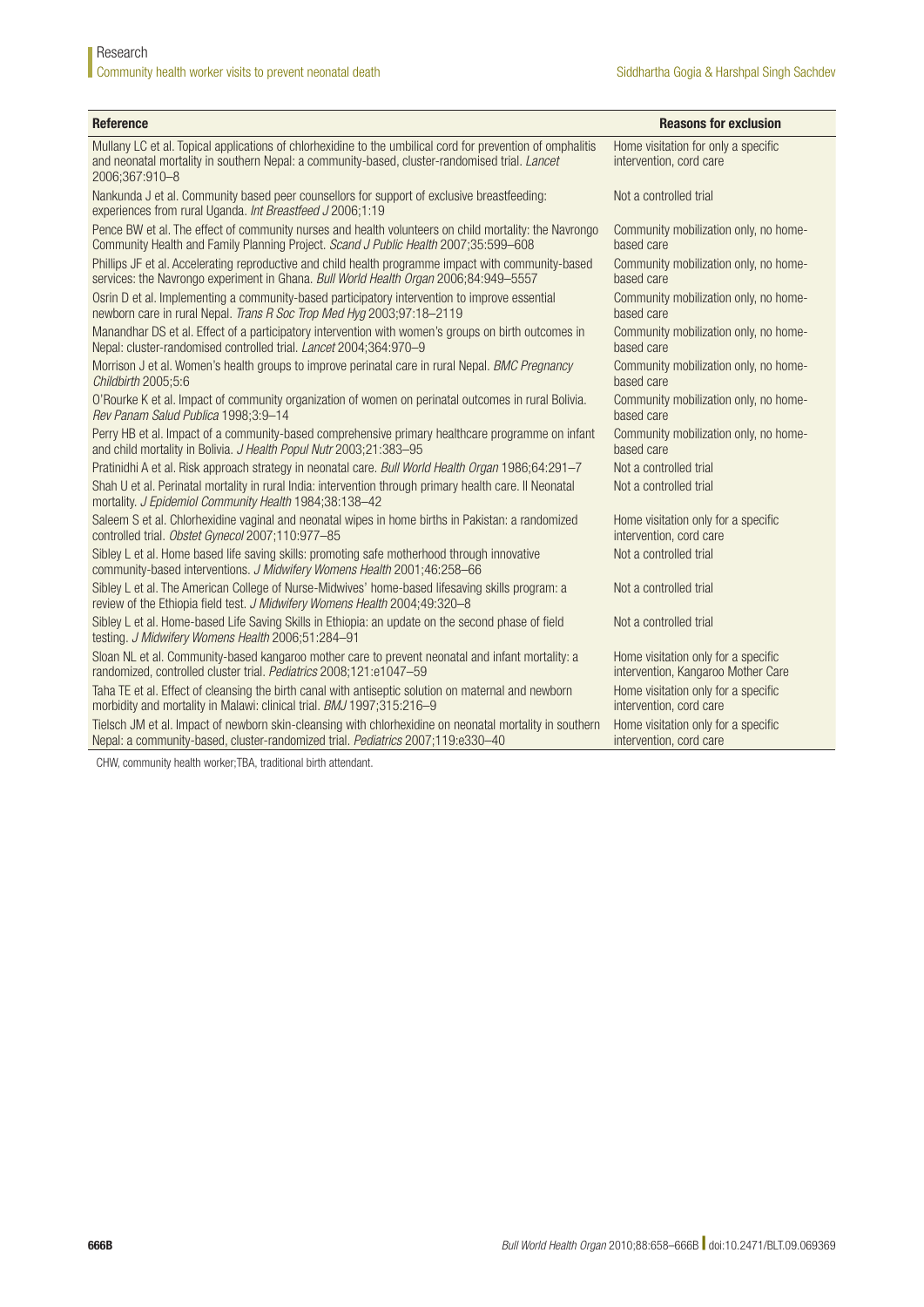| Reference | Reasons for exclusion |
|---|---|
| Mullany LC et al. Topical applications of chlorhexidine to the umbilical cord for prevention of omphalitis and neonatal mortality in southern Nepal: a community-based, cluster-randomised trial. *Lancet* 2006;367:910–8 | Home visitation for only a specific intervention, cord care |
| Nankunda J et al. Community based peer counsellors for support of exclusive breastfeeding: experiences from rural Uganda. *Int Breastfeed J* 2006;1:19 | Not a controlled trial |
| Pence BW et al. The effect of community nurses and health volunteers on child mortality: the Navrongo Community Health and Family Planning Project. *Scand J Public Health* 2007;35:599–608 | Community mobilization only, no home-based care |
| Phillips JF et al. Accelerating reproductive and child health programme impact with community-based services: the Navrongo experiment in Ghana. *Bull World Health Organ* 2006;84:949–5557 | Community mobilization only, no home-based care |
| Osrin D et al. Implementing a community-based participatory intervention to improve essential newborn care in rural Nepal. *Trans R Soc Trop Med Hyg* 2003;97:18–2119 | Community mobilization only, no home-based care |
| Manandhar DS et al. Effect of a participatory intervention with women's groups on birth outcomes in Nepal: cluster-randomised controlled trial. *Lancet* 2004;364:970–9 | Community mobilization only, no home-based care |
| Morrison J et al. Women's health groups to improve perinatal care in rural Nepal. *BMC Pregnancy Childbirth* 2005;5:6 | Community mobilization only, no home-based care |
| O'Rourke K et al. Impact of community organization of women on perinatal outcomes in rural Bolivia. *Rev Panam Salud Publica* 1998;3:9–14 | Community mobilization only, no home-based care |
| Perry HB et al. Impact of a community-based comprehensive primary healthcare programme on infant and child mortality in Bolivia. *J Health Popul Nutr* 2003;21:383–95 | Community mobilization only, no home-based care |
| Pratinidhi A et al. Risk approach strategy in neonatal care. *Bull World Health Organ* 1986;64:291–7 | Not a controlled trial |
| Shah U et al. Perinatal mortality in rural India: intervention through primary health care. II Neonatal mortality. *J Epidemiol Community Health* 1984;38:138–42 | Not a controlled trial |
| Saleem S et al. Chlorhexidine vaginal and neonatal wipes in home births in Pakistan: a randomized controlled trial. *Obstet Gynecol* 2007;110:977–85 | Home visitation only for a specific intervention, cord care |
| Sibley L et al. Home based life saving skills: promoting safe motherhood through innovative community-based interventions. *J Midwifery Womens Health* 2001;46:258–66 | Not a controlled trial |
| Sibley L et al. The American College of Nurse-Midwives' home-based lifesaving skills program: a review of the Ethiopia field test. *J Midwifery Womens Health* 2004;49:320–8 | Not a controlled trial |
| Sibley L et al. Home-based Life Saving Skills in Ethiopia: an update on the second phase of field testing. *J Midwifery Womens Health* 2006;51:284–91 | Not a controlled trial |
| Sloan NL et al. Community-based kangaroo mother care to prevent neonatal and infant mortality: a randomized, controlled cluster trial. *Pediatrics* 2008;121:e1047–59 | Home visitation only for a specific intervention, Kangaroo Mother Care |
| Taha TE et al. Effect of cleansing the birth canal with antiseptic solution on maternal and newborn morbidity and mortality in Malawi: clinical trial. *BMJ* 1997;315:216–9 | Home visitation only for a specific intervention, cord care |
| Tielsch JM et al. Impact of newborn skin-cleansing with chlorhexidine on neonatal mortality in southern Nepal: a community-based, cluster-randomized trial. *Pediatrics* 2007;119:e330–40 | Home visitation only for a specific intervention, cord care |

CHW, community health worker;TBA, traditional birth attendant.